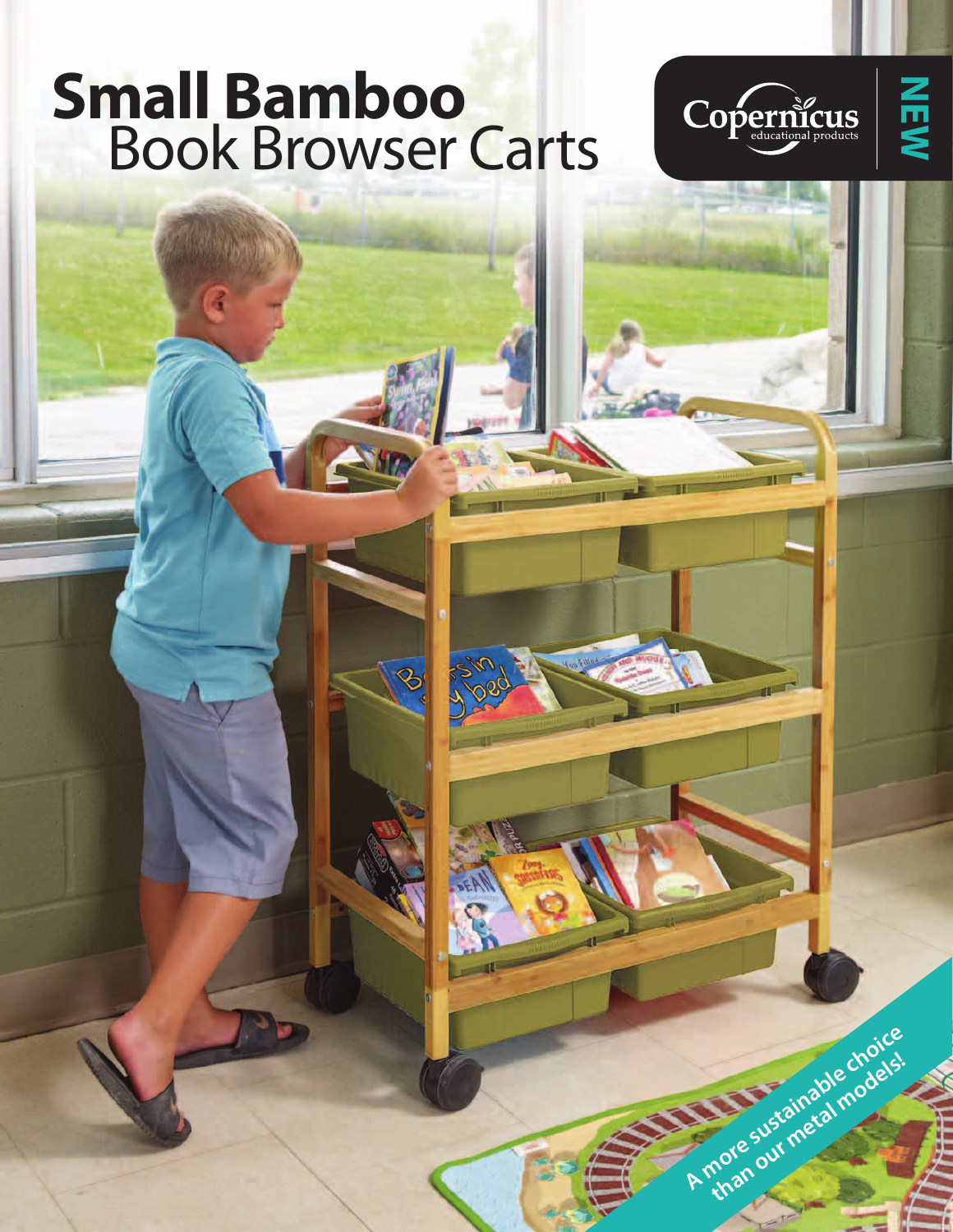# Small Bamboo Book Browser Carts

Copernicus educational products

NEW

A more sustainable choice than our metal models!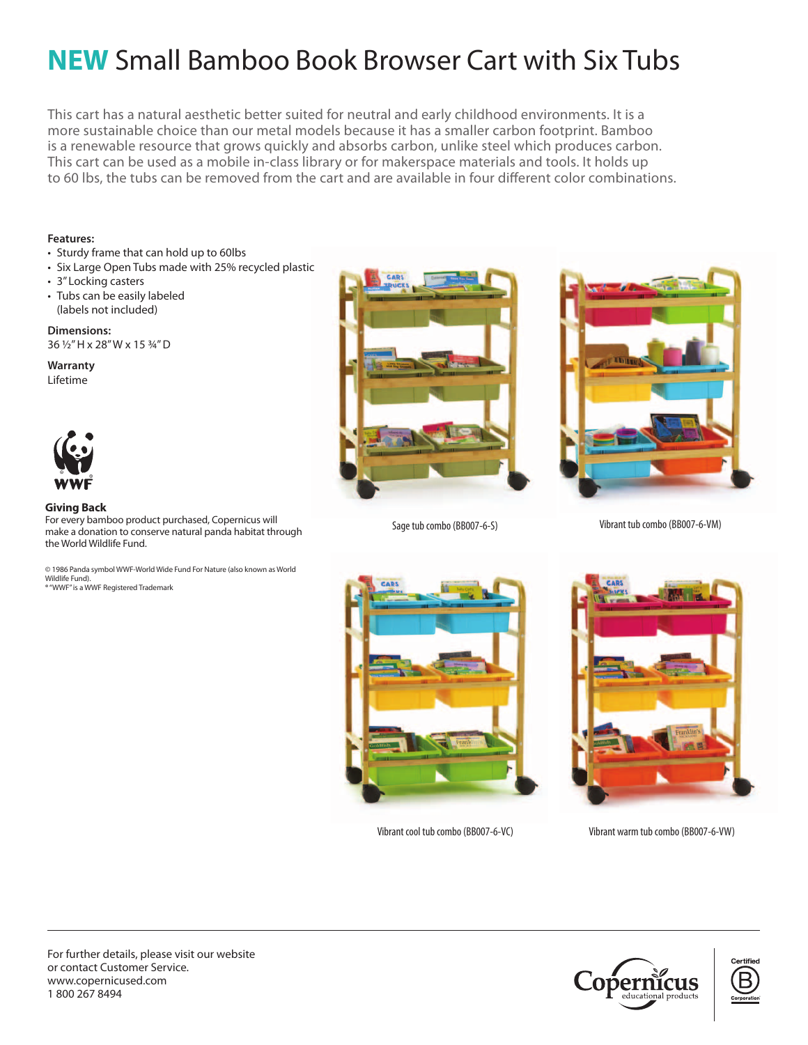# NEW Small Bamboo Book Browser Cart with Six Tubs

This cart has a natural aesthetic better suited for neutral and early childhood environments. It is a more sustainable choice than our metal models because it has a smaller carbon footprint. Bamboo is a renewable resource that grows quickly and absorbs carbon, unlike steel which produces carbon. This cart can be used as a mobile in-class library or for makerspace materials and tools. It holds up to 60 lbs, the tubs can be removed from the cart and are available in four different color combinations.

**Features:**

- Sturdy frame that can hold up to 60lbs
- Six Large Open Tubs made with 25% recycled plastic
- 3" Locking casters
- Tubs can be easily labeled (labels not included)

**Dimensions:**
36 ½" H x 28" W x 15 ¾" D

**Warranty**
Lifetime

**Giving Back**
For every bamboo product purchased, Copernicus will make a donation to conserve natural panda habitat through the World Wildlife Fund.

© 1986 Panda symbol WWF-World Wide Fund For Nature (also known as World Wildlife Fund).
® "WWF" is a WWF Registered Trademark

Sage tub combo (BB007-6-S)

Vibrant tub combo (BB007-6-VM)

Vibrant cool tub combo (BB007-6-VC)

Vibrant warm tub combo (BB007-6-VW)

For further details, please visit our website or contact Customer Service.
www.copernicused.com
1 800 267 8494